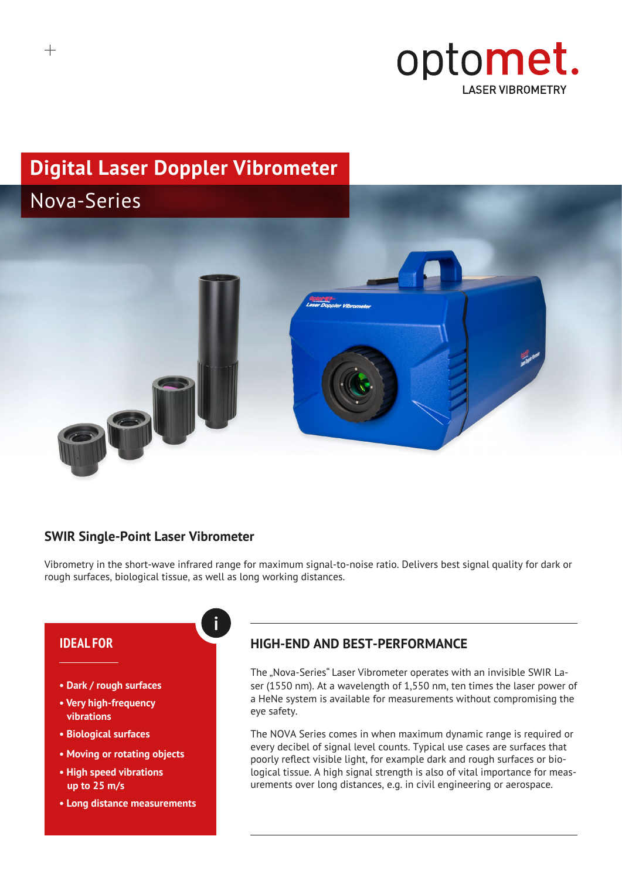optomet.
LASER VIBROMETRY

# Digital Laser Doppler Vibrometer

## Nova-Series

### SWIR Single-Point Laser Vibrometer

Vibrometry in the short-wave infrared range for maximum signal-to-noise ratio. Delivers best signal quality for dark or rough surfaces, biological tissue, as well as long working distances.

**IDEAL FOR**

- **Dark / rough surfaces**
- **Very high-frequency vibrations**
- **Biological surfaces**
- **Moving or rotating objects**
- **High speed vibrations up to 25 m/s**
- **Long distance measurements**

### HIGH-END AND BEST-PERFORMANCE

The „Nova-Series" Laser Vibrometer operates with an invisible SWIR Laser (1550 nm). At a wavelength of 1,550 nm, ten times the laser power of a HeNe system is available for measurements without compromising the eye safety.

The NOVA Series comes in when maximum dynamic range is required or every decibel of signal level counts. Typical use cases are surfaces that poorly reflect visible light, for example dark and rough surfaces or biological tissue. A high signal strength is also of vital importance for measurements over long distances, e.g. in civil engineering or aerospace.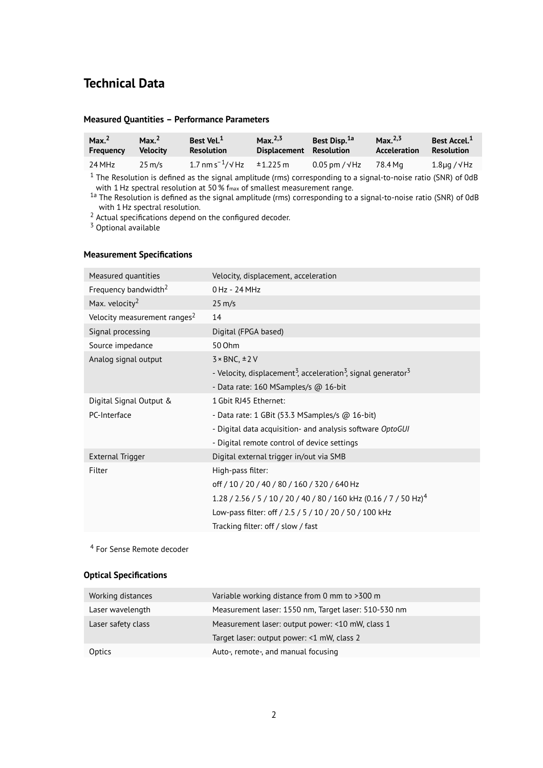## Technical Data

### Measured Quantities – Performance Parameters

| Max.[2] Frequency | Max.[2] Velocity | Best Vel.[1] Resolution | Max.[2,3] Displacement | Best Disp.[1a] Resolution | Max.[2,3] Acceleration | Best Accel.[1] Resolution |
|---|---|---|---|---|---|---|
| 24 MHz | 25 m/s | 1.7 nm $s^{-1}$/√Hz | ±1.225 m | 0.05 pm / √Hz | 78.4 Mg | 1.8µg / √Hz |

[1] The Resolution is defined as the signal amplitude (rms) corresponding to a signal-to-noise ratio (SNR) of 0dB with 1 Hz spectral resolution at 50 % $f_{max}$ of smallest measurement range.
[1a] The Resolution is defined as the signal amplitude (rms) corresponding to a signal-to-noise ratio (SNR) of 0dB with 1 Hz spectral resolution.
[2] Actual specifications depend on the configured decoder.
[3] Optional available

### Measurement Specifications

| | |
|---|---|
| Measured quantities | Velocity, displacement, acceleration |
| Frequency bandwidth[2] | 0 Hz - 24 MHz |
| Max. velocity[2] | 25 m/s |
| Velocity measurement ranges[2] | 14 |
| Signal processing | Digital (FPGA based) |
| Source impedance | 50 Ohm |
| Analog signal output | 3 × BNC, ±2 V<br>- Velocity, displacement[3], acceleration[3], signal generator[3]<br>- Data rate: 160 MSamples/s @ 16-bit |
| Digital Signal Output & PC-Interface | 1 Gbit RJ45 Ethernet:<br>- Data rate: 1 GBit (53.3 MSamples/s @ 16-bit)<br>- Digital data acquisition- and analysis software *OptoGUI*<br>- Digital remote control of device settings |
| External Trigger | Digital external trigger in/out via SMB |
| Filter | High-pass filter:<br>off / 10 / 20 / 40 / 80 / 160 / 320 / 640 Hz<br>1.28 / 2.56 / 5 / 10 / 20 / 40 / 80 / 160 kHz (0.16 / 7 / 50 Hz)[4]<br>Low-pass filter: off / 2.5 / 5 / 10 / 20 / 50 / 100 kHz<br>Tracking filter: off / slow / fast |

[4] For Sense Remote decoder

### Optical Specifications

| | |
|---|---|
| Working distances | Variable working distance from 0 mm to >300 m |
| Laser wavelength | Measurement laser: 1550 nm, Target laser: 510-530 nm |
| Laser safety class | Measurement laser: output power: <10 mW, class 1<br>Target laser: output power: <1 mW, class 2 |
| Optics | Auto-, remote-, and manual focusing |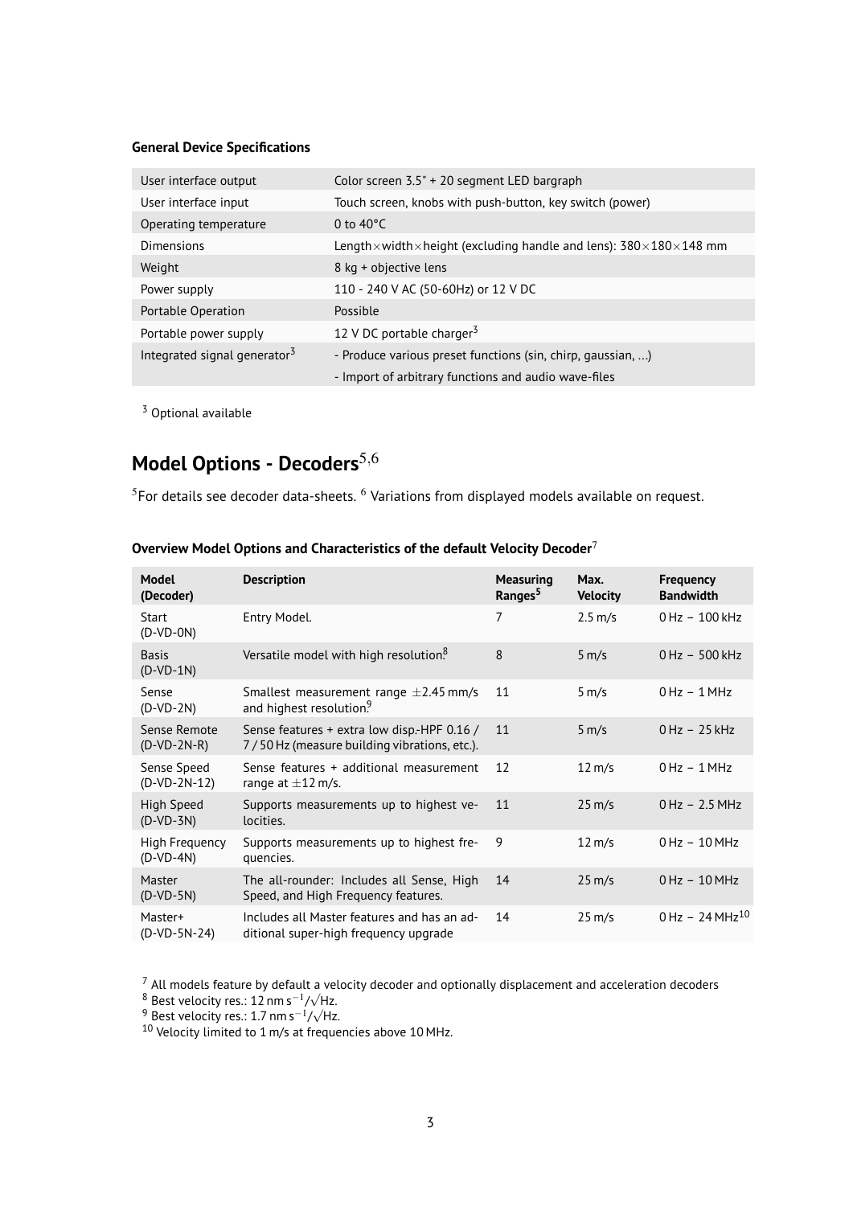**General Device Specifications**

| | |
|---|---|
| User interface output | Color screen 3.5" + 20 segment LED bargraph |
| User interface input | Touch screen, knobs with push-button, key switch (power) |
| Operating temperature | 0 to 40°C |
| Dimensions | Length×width×height (excluding handle and lens): 380×180×148 mm |
| Weight | 8 kg + objective lens |
| Power supply | 110 - 240 V AC (50-60Hz) or 12 V DC |
| Portable Operation | Possible |
| Portable power supply | 12 V DC portable charger[3] |
| Integrated signal generator[3] | - Produce various preset functions (sin, chirp, gaussian, ...) |
| | - Import of arbitrary functions and audio wave-files |

[3] Optional available

## Model Options - Decoders[5,6]

[5]For details see decoder data-sheets. [6] Variations from displayed models available on request.

**Overview Model Options and Characteristics of the default Velocity Decoder**[7]

| Model (Decoder) | Description | Measuring Ranges[5] | Max. Velocity | Frequency Bandwidth |
|---|---|---|---|---|
| Start (D-VD-0N) | Entry Model. | 7 | 2.5 m/s | 0 Hz – 100 kHz |
| Basis (D-VD-1N) | Versatile model with high resolution.[8] | 8 | 5 m/s | 0 Hz – 500 kHz |
| Sense (D-VD-2N) | Smallest measurement range $\pm$2.45 mm/s and highest resolution.[9] | 11 | 5 m/s | 0 Hz – 1 MHz |
| Sense Remote (D-VD-2N-R) | Sense features + extra low disp.-HPF 0.16 / 7 / 50 Hz (measure building vibrations, etc.). | 11 | 5 m/s | 0 Hz – 25 kHz |
| Sense Speed (D-VD-2N-12) | Sense features + additional measurement range at $\pm$12 m/s. | 12 | 12 m/s | 0 Hz – 1 MHz |
| High Speed (D-VD-3N) | Supports measurements up to highest velocities. | 11 | 25 m/s | 0 Hz – 2.5 MHz |
| High Frequency (D-VD-4N) | Supports measurements up to highest frequencies. | 9 | 12 m/s | 0 Hz – 10 MHz |
| Master (D-VD-5N) | The all-rounder: Includes all Sense, High Speed, and High Frequency features. | 14 | 25 m/s | 0 Hz – 10 MHz |
| Master+ (D-VD-5N-24) | Includes all Master features and has an additional super-high frequency upgrade | 14 | 25 m/s | 0 Hz – 24 MHz[10] |

[7] All models feature by default a velocity decoder and optionally displacement and acceleration decoders
[8] Best velocity res.: 12 nm $s^{-1}/\sqrt{Hz}$.
[9] Best velocity res.: 1.7 nm $s^{-1}/\sqrt{Hz}$.
[10] Velocity limited to 1 m/s at frequencies above 10 MHz.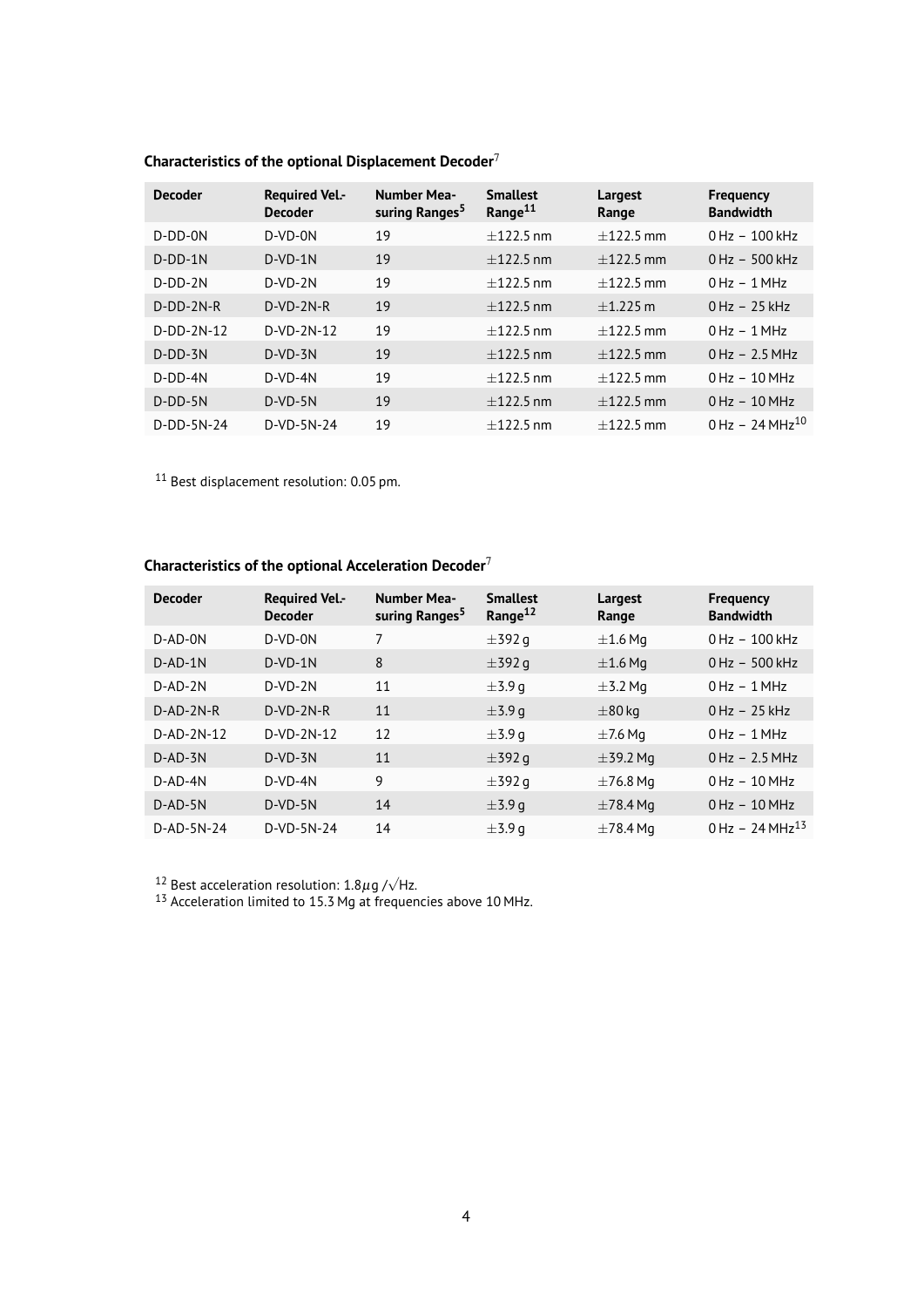### Characteristics of the optional Displacement Decoder[7]

| Decoder | Required Vel.-Decoder | Number Measuring Ranges[5] | Smallest Range[11] | Largest Range | Frequency Bandwidth |
|---|---|---|---|---|---|
| D-DD-0N | D-VD-0N | 19 | $\pm$122.5 nm | $\pm$122.5 mm | 0 Hz – 100 kHz |
| D-DD-1N | D-VD-1N | 19 | $\pm$122.5 nm | $\pm$122.5 mm | 0 Hz – 500 kHz |
| D-DD-2N | D-VD-2N | 19 | $\pm$122.5 nm | $\pm$122.5 mm | 0 Hz – 1 MHz |
| D-DD-2N-R | D-VD-2N-R | 19 | $\pm$122.5 nm | $\pm$1.225 m | 0 Hz – 25 kHz |
| D-DD-2N-12 | D-VD-2N-12 | 19 | $\pm$122.5 nm | $\pm$122.5 mm | 0 Hz – 1 MHz |
| D-DD-3N | D-VD-3N | 19 | $\pm$122.5 nm | $\pm$122.5 mm | 0 Hz – 2.5 MHz |
| D-DD-4N | D-VD-4N | 19 | $\pm$122.5 nm | $\pm$122.5 mm | 0 Hz – 10 MHz |
| D-DD-5N | D-VD-5N | 19 | $\pm$122.5 nm | $\pm$122.5 mm | 0 Hz – 10 MHz |
| D-DD-5N-24 | D-VD-5N-24 | 19 | $\pm$122.5 nm | $\pm$122.5 mm | 0 Hz – 24 MHz[10] |

[11] Best displacement resolution: 0.05 pm.

### Characteristics of the optional Acceleration Decoder[7]

| Decoder | Required Vel.-Decoder | Number Measuring Ranges[5] | Smallest Range[12] | Largest Range | Frequency Bandwidth |
|---|---|---|---|---|---|
| D-AD-0N | D-VD-0N | 7 | $\pm$392 g | $\pm$1.6 Mg | 0 Hz – 100 kHz |
| D-AD-1N | D-VD-1N | 8 | $\pm$392 g | $\pm$1.6 Mg | 0 Hz – 500 kHz |
| D-AD-2N | D-VD-2N | 11 | $\pm$3.9 g | $\pm$3.2 Mg | 0 Hz – 1 MHz |
| D-AD-2N-R | D-VD-2N-R | 11 | $\pm$3.9 g | $\pm$80 kg | 0 Hz – 25 kHz |
| D-AD-2N-12 | D-VD-2N-12 | 12 | $\pm$3.9 g | $\pm$7.6 Mg | 0 Hz – 1 MHz |
| D-AD-3N | D-VD-3N | 11 | $\pm$392 g | $\pm$39.2 Mg | 0 Hz – 2.5 MHz |
| D-AD-4N | D-VD-4N | 9 | $\pm$392 g | $\pm$76.8 Mg | 0 Hz – 10 MHz |
| D-AD-5N | D-VD-5N | 14 | $\pm$3.9 g | $\pm$78.4 Mg | 0 Hz – 10 MHz |
| D-AD-5N-24 | D-VD-5N-24 | 14 | $\pm$3.9 g | $\pm$78.4 Mg | 0 Hz – 24 MHz[13] |

[12] Best acceleration resolution: $1.8\mu$g $/\sqrt{\text{Hz}}$.
[13] Acceleration limited to 15.3 Mg at frequencies above 10 MHz.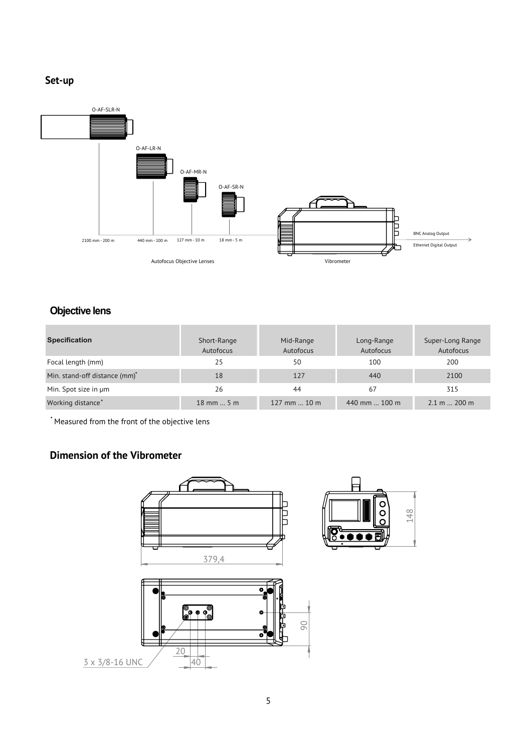## Set-up

O-AF-SLR-N

O-AF-LR-N

O-AF-MR-N

O-AF-SR-N

2100 mm - 200 m | 440 mm - 100 m | 127 mm - 10 m | 18 mm - 5 m

BNC Analog Output

Ethernet Digital Output

Autofocus Objective Lenses

Vibrometer

## Objective lens

| Specification | Short-Range Autofocus | Mid-Range Autofocus | Long-Range Autofocus | Super-Long Range Autofocus |
|---|---|---|---|---|
| Focal length (mm) | 25 | 50 | 100 | 200 |
| Min. stand-off distance (mm)* | 18 | 127 | 440 | 2100 |
| Min. Spot size in µm | 26 | 44 | 67 | 315 |
| Working distance* | 18 mm … 5 m | 127 mm … 10 m | 440 mm … 100 m | 2.1 m … 200 m |

* Measured from the front of the objective lens

## Dimension of the Vibrometer

379,4

148

90

20

40

3 x 3/8-16 UNC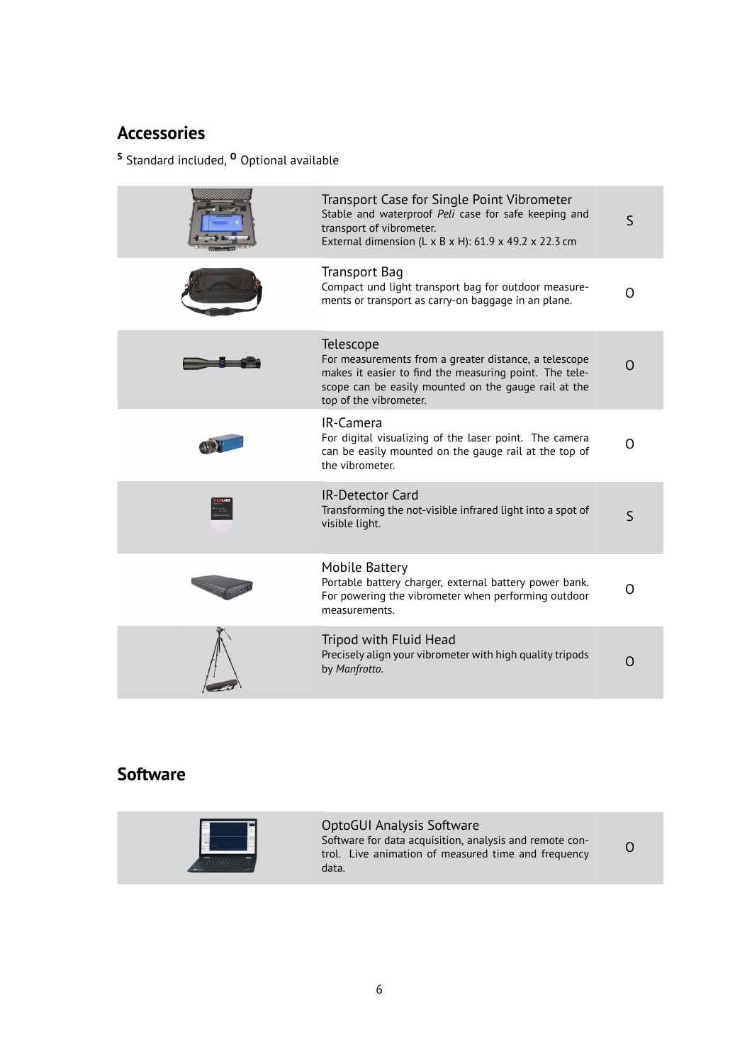## Accessories

S Standard included, O Optional available

| | | |
|---|---|---|
| | **Transport Case for Single Point Vibrometer**<br>Stable and waterproof *Peli* case for safe keeping and transport of vibrometer.<br>External dimension (L x B x H): 61.9 x 49.2 x 22.3 cm | S |
| | **Transport Bag**<br>Compact und light transport bag for outdoor measurements or transport as carry-on baggage in an plane. | O |
| | **Telescope**<br>For measurements from a greater distance, a telescope makes it easier to find the measuring point. The telescope can be easily mounted on the gauge rail at the top of the vibrometer. | O |
| | **IR-Camera**<br>For digital visualizing of the laser point. The camera can be easily mounted on the gauge rail at the top of the vibrometer. | O |
| | **IR-Detector Card**<br>Transforming the not-visible infrared light into a spot of visible light. | S |
| | **Mobile Battery**<br>Portable battery charger, external battery power bank. For powering the vibrometer when performing outdoor measurements. | O |
| | **Tripod with Fluid Head**<br>Precisely align your vibrometer with high quality tripods by *Manfrotto*. | O |

## Software

| | | |
|---|---|---|
| | **OptoGUI Analysis Software**<br>Software for data acquisition, analysis and remote control. Live animation of measured time and frequency data. | O |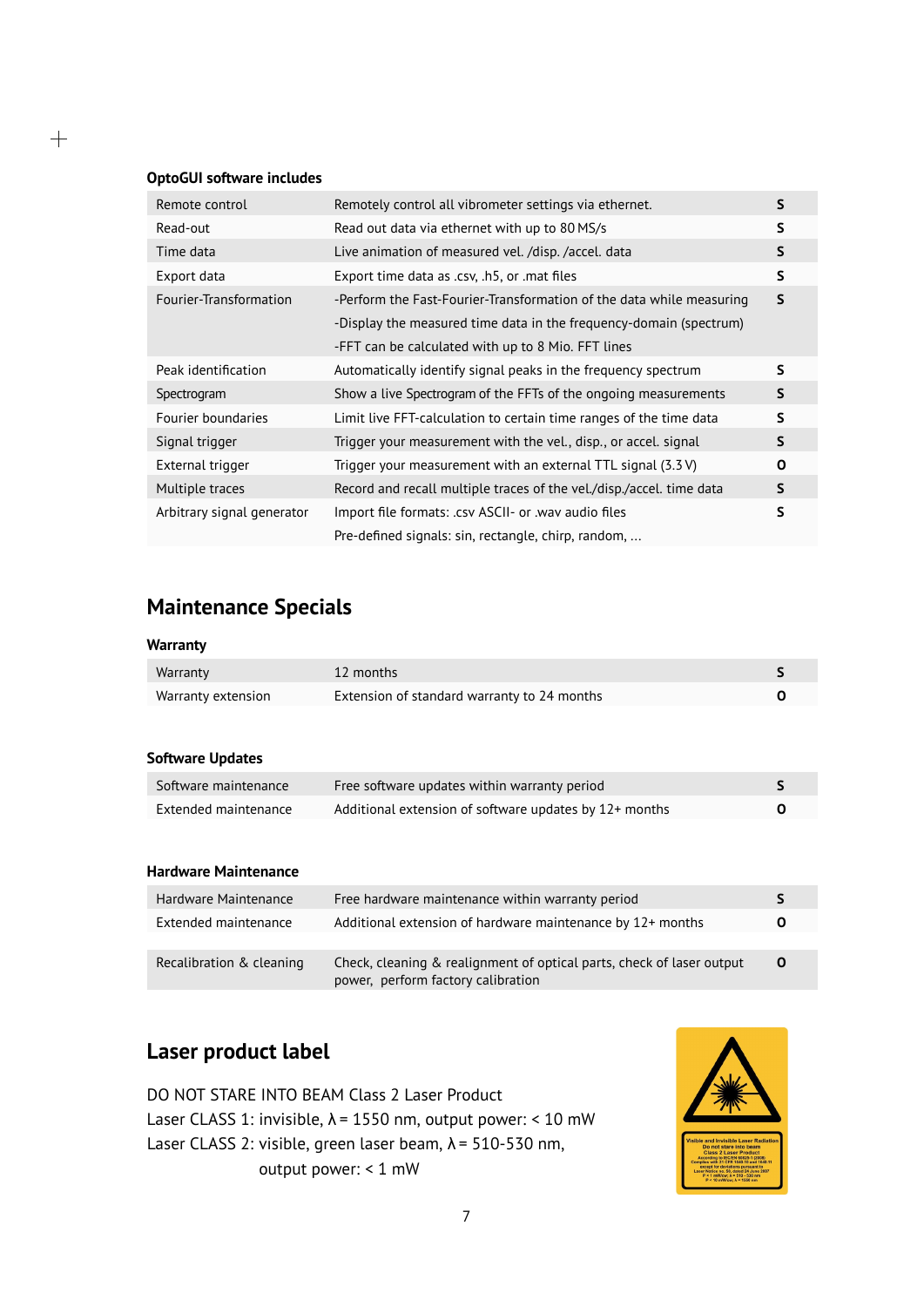### OptoGUI software includes

| | | |
|---|---|---|
| Remote control | Remotely control all vibrometer settings via ethernet. | S |
| Read-out | Read out data via ethernet with up to 80 MS/s | S |
| Time data | Live animation of measured vel. /disp. /accel. data | S |
| Export data | Export time data as .csv, .h5, or .mat files | S |
| Fourier-Transformation | -Perform the Fast-Fourier-Transformation of the data while measuring<br>-Display the measured time data in the frequency-domain (spectrum)<br>-FFT can be calculated with up to 8 Mio. FFT lines | S |
| Peak identification | Automatically identify signal peaks in the frequency spectrum | S |
| Spectrogram | Show a live Spectrogram of the FFTs of the ongoing measurements | S |
| Fourier boundaries | Limit live FFT-calculation to certain time ranges of the time data | S |
| Signal trigger | Trigger your measurement with the vel., disp., or accel. signal | S |
| External trigger | Trigger your measurement with an external TTL signal (3.3 V) | O |
| Multiple traces | Record and recall multiple traces of the vel./disp./accel. time data | S |
| Arbitrary signal generator | Import file formats: .csv ASCII- or .wav audio files<br>Pre-defined signals: sin, rectangle, chirp, random, ... | S |

## Maintenance Specials

### Warranty

| | | |
|---|---|---|
| Warranty | 12 months | S |
| Warranty extension | Extension of standard warranty to 24 months | O |

### Software Updates

| | | |
|---|---|---|
| Software maintenance | Free software updates within warranty period | S |
| Extended maintenance | Additional extension of software updates by 12+ months | O |

### Hardware Maintenance

| | | |
|---|---|---|
| Hardware Maintenance | Free hardware maintenance within warranty period | S |
| Extended maintenance | Additional extension of hardware maintenance by 12+ months | O |
| Recalibration & cleaning | Check, cleaning & realignment of optical parts, check of laser output power, perform factory calibration | O |

## Laser product label

DO NOT STARE INTO BEAM Class 2 Laser Product
Laser CLASS 1: invisible, λ = 1550 nm, output power: < 10 mW
Laser CLASS 2: visible, green laser beam, λ = 510-530 nm,
output power: < 1 mW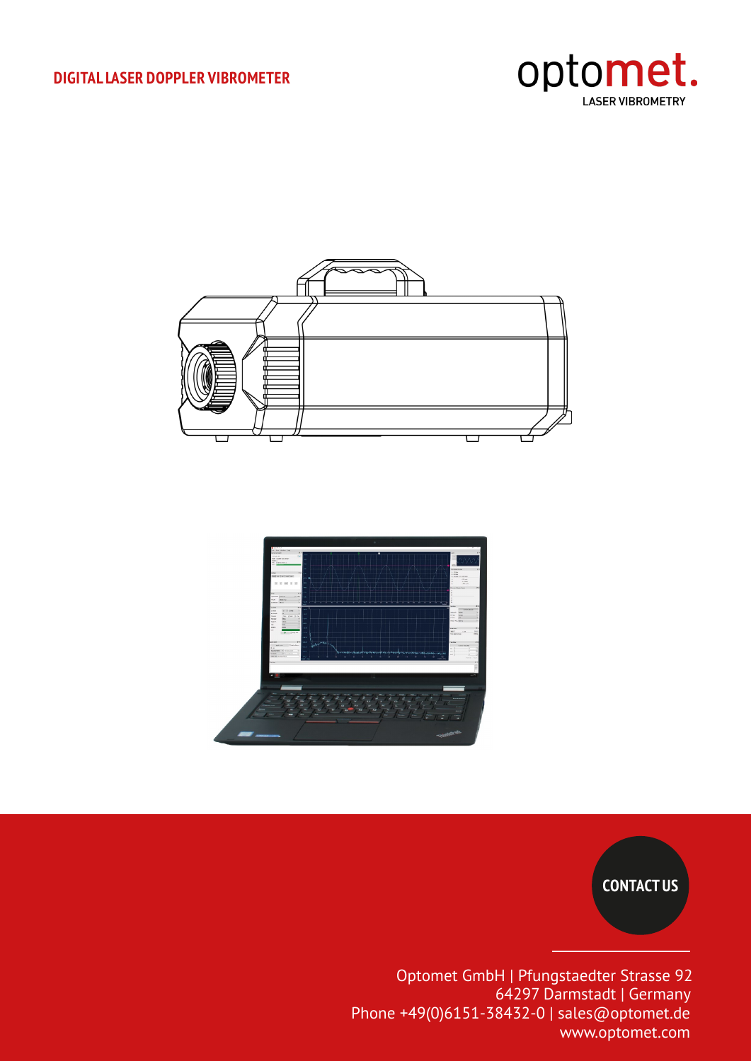DIGITAL LASER DOPPLER VIBROMETER

optomet.

LASER VIBROMETRY

CONTACT US

Optomet GmbH | Pfungstaedter Strasse 92
64297 Darmstadt | Germany
Phone +49(0)6151-38432-0 | sales@optomet.de
www.optomet.com